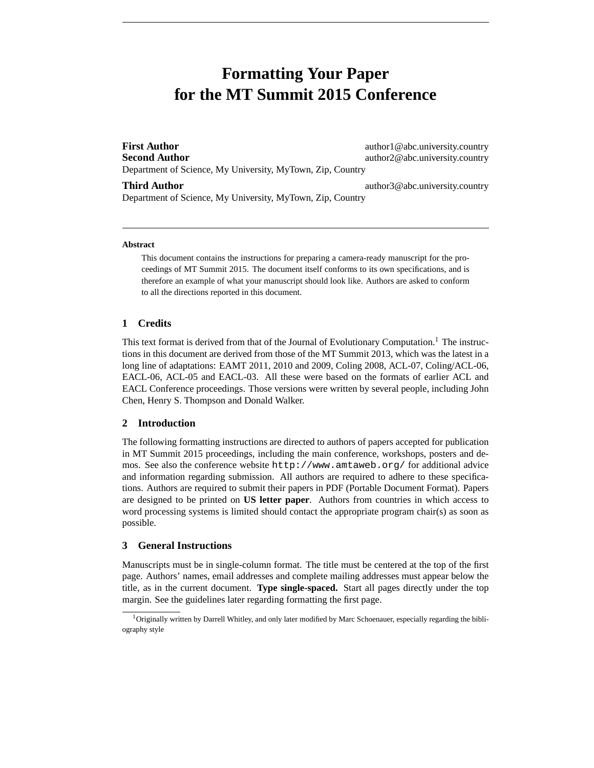# Formatting Your Paper for the MT Summit 2015 Conference

**First Author** author1@abc.university.country
**Second Author** author2@abc.university.country
Department of Science, My University, MyTown, Zip, Country

**Third Author** author3@abc.university.country
Department of Science, My University, MyTown, Zip, Country

---

**Abstract**

This document contains the instructions for preparing a camera-ready manuscript for the proceedings of MT Summit 2015. The document itself conforms to its own specifications, and is therefore an example of what your manuscript should look like. Authors are asked to conform to all the directions reported in this document.

## 1 Credits

This text format is derived from that of the Journal of Evolutionary Computation.[1] The instructions in this document are derived from those of the MT Summit 2013, which was the latest in a long line of adaptations: EAMT 2011, 2010 and 2009, Coling 2008, ACL-07, Coling/ACL-06, EACL-06, ACL-05 and EACL-03. All these were based on the formats of earlier ACL and EACL Conference proceedings. Those versions were written by several people, including John Chen, Henry S. Thompson and Donald Walker.

## 2 Introduction

The following formatting instructions are directed to authors of papers accepted for publication in MT Summit 2015 proceedings, including the main conference, workshops, posters and demos. See also the conference website `http://www.amtaweb.org/` for additional advice and information regarding submission. All authors are required to adhere to these specifications. Authors are required to submit their papers in PDF (Portable Document Format). Papers are designed to be printed on **US letter paper**. Authors from countries in which access to word processing systems is limited should contact the appropriate program chair(s) as soon as possible.

## 3 General Instructions

Manuscripts must be in single-column format. The title must be centered at the top of the first page. Authors' names, email addresses and complete mailing addresses must appear below the title, as in the current document. **Type single-spaced.** Start all pages directly under the top margin. See the guidelines later regarding formatting the first page.

---

[1] Originally written by Darrell Whitley, and only later modified by Marc Schoenauer, especially regarding the bibliography style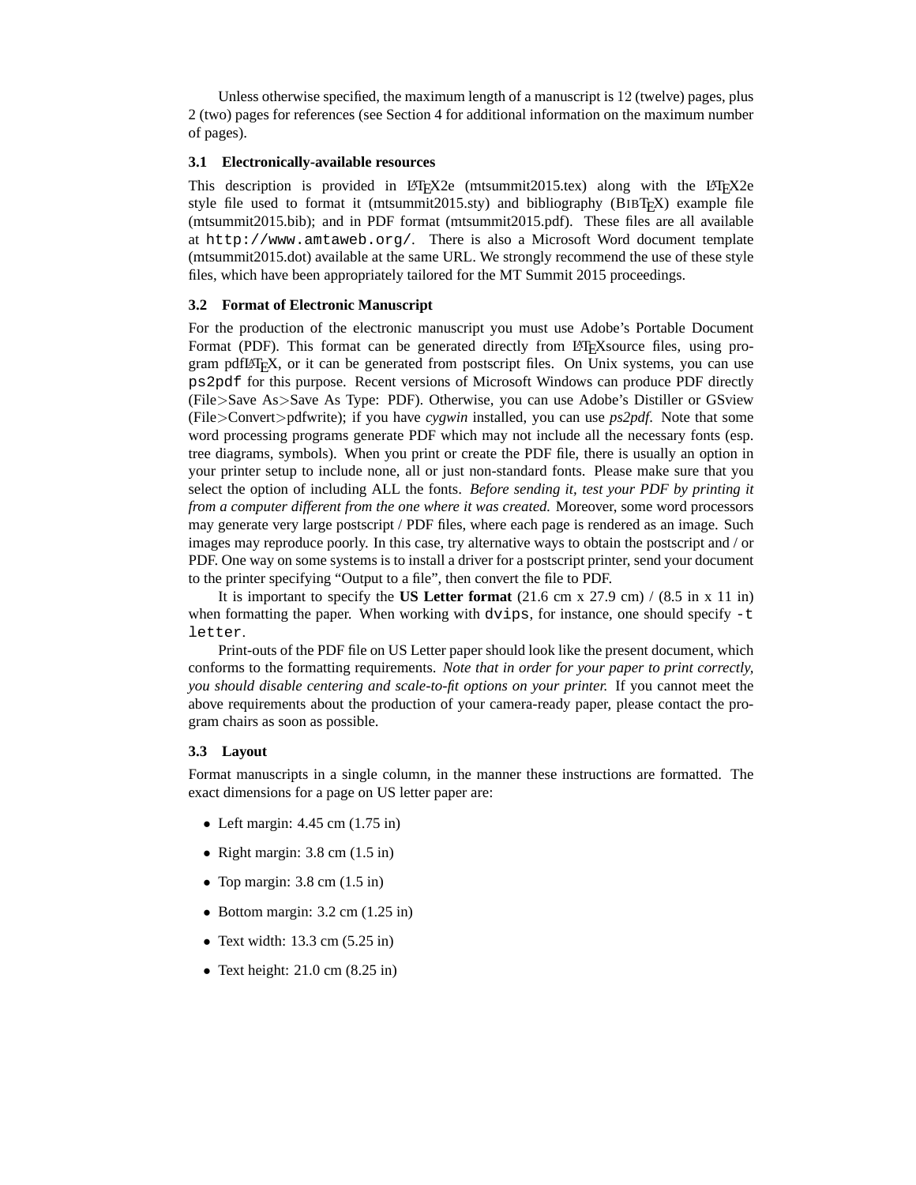Unless otherwise specified, the maximum length of a manuscript is 12 (twelve) pages, plus 2 (two) pages for references (see Section 4 for additional information on the maximum number of pages).

### 3.1 Electronically-available resources

This description is provided in LaTeX2e (mtsummit2015.tex) along with the LaTeX2e style file used to format it (mtsummit2015.sty) and bibliography (BibTeX) example file (mtsummit2015.bib); and in PDF format (mtsummit2015.pdf). These files are all available at `http://www.amtaweb.org/`. There is also a Microsoft Word document template (mtsummit2015.dot) available at the same URL. We strongly recommend the use of these style files, which have been appropriately tailored for the MT Summit 2015 proceedings.

### 3.2 Format of Electronic Manuscript

For the production of the electronic manuscript you must use Adobe's Portable Document Format (PDF). This format can be generated directly from LaTeXsource files, using program pdfLaTeX, or it can be generated from postscript files. On Unix systems, you can use `ps2pdf` for this purpose. Recent versions of Microsoft Windows can produce PDF directly (File>Save As>Save As Type: PDF). Otherwise, you can use Adobe's Distiller or GSview (File>Convert>pdfwrite); if you have *cygwin* installed, you can use *ps2pdf*. Note that some word processing programs generate PDF which may not include all the necessary fonts (esp. tree diagrams, symbols). When you print or create the PDF file, there is usually an option in your printer setup to include none, all or just non-standard fonts. Please make sure that you select the option of including ALL the fonts. *Before sending it, test your PDF by printing it from a computer different from the one where it was created.* Moreover, some word processors may generate very large postscript / PDF files, where each page is rendered as an image. Such images may reproduce poorly. In this case, try alternative ways to obtain the postscript and / or PDF. One way on some systems is to install a driver for a postscript printer, send your document to the printer specifying "Output to a file", then convert the file to PDF.

It is important to specify the **US Letter format** (21.6 cm x 27.9 cm) / (8.5 in x 11 in) when formatting the paper. When working with `dvips`, for instance, one should specify `-t letter`.

Print-outs of the PDF file on US Letter paper should look like the present document, which conforms to the formatting requirements. *Note that in order for your paper to print correctly, you should disable centering and scale-to-fit options on your printer.* If you cannot meet the above requirements about the production of your camera-ready paper, please contact the program chairs as soon as possible.

### 3.3 Layout

Format manuscripts in a single column, in the manner these instructions are formatted. The exact dimensions for a page on US letter paper are:

- Left margin: 4.45 cm (1.75 in)
- Right margin: 3.8 cm (1.5 in)
- Top margin: 3.8 cm (1.5 in)
- Bottom margin: 3.2 cm (1.25 in)
- Text width: 13.3 cm (5.25 in)
- Text height: 21.0 cm (8.25 in)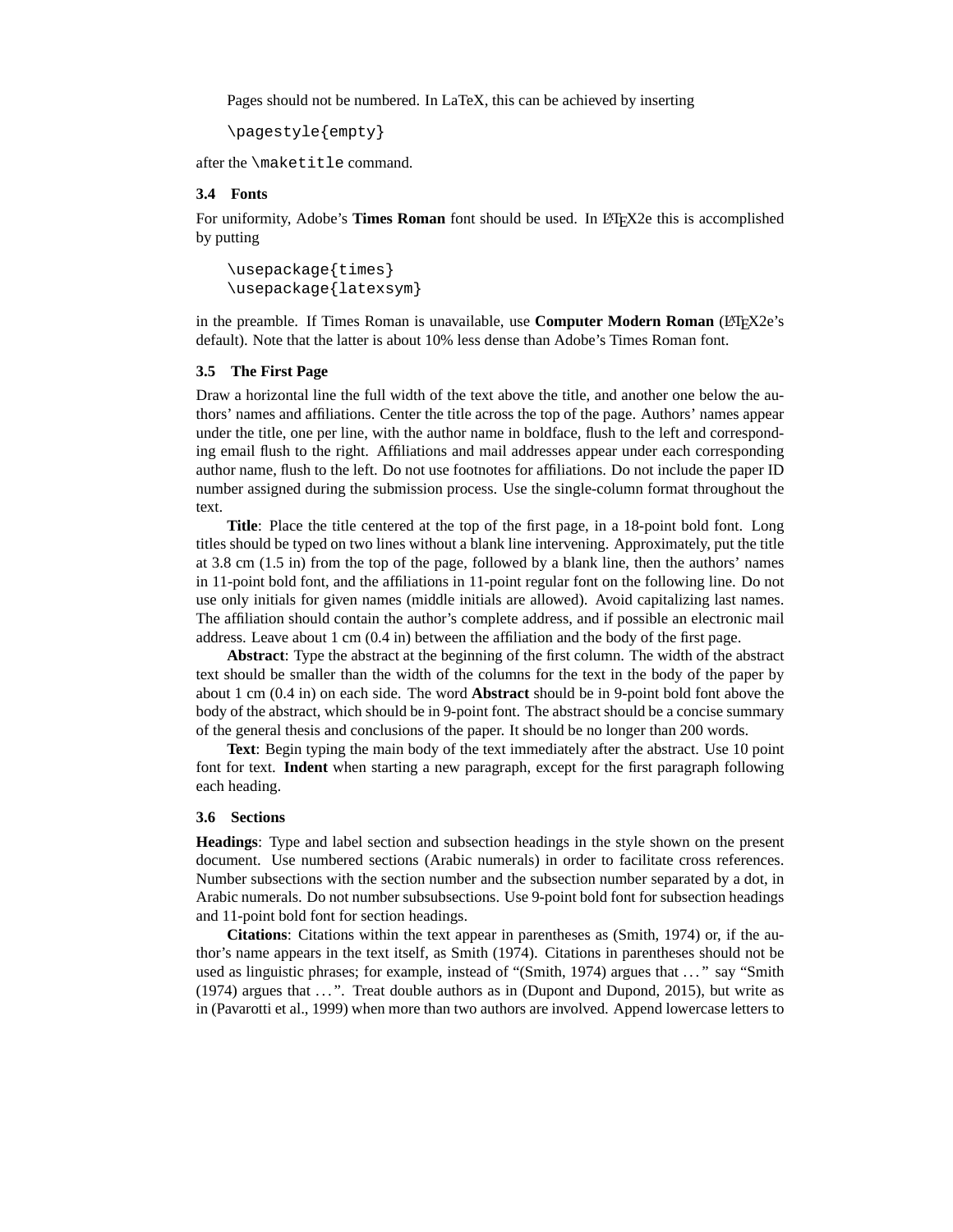Pages should not be numbered. In LaTeX, this can be achieved by inserting

```
\pagestyle{empty}
```

after the `\maketitle` command.

### 3.4 Fonts

For uniformity, Adobe's **Times Roman** font should be used. In LaTeX2e this is accomplished by putting

```
\usepackage{times}
\usepackage{latexsym}
```

in the preamble. If Times Roman is unavailable, use **Computer Modern Roman** (LaTeX2e's default). Note that the latter is about 10% less dense than Adobe's Times Roman font.

### 3.5 The First Page

Draw a horizontal line the full width of the text above the title, and another one below the authors' names and affiliations. Center the title across the top of the page. Authors' names appear under the title, one per line, with the author name in boldface, flush to the left and corresponding email flush to the right. Affiliations and mail addresses appear under each corresponding author name, flush to the left. Do not use footnotes for affiliations. Do not include the paper ID number assigned during the submission process. Use the single-column format throughout the text.

**Title**: Place the title centered at the top of the first page, in a 18-point bold font. Long titles should be typed on two lines without a blank line intervening. Approximately, put the title at 3.8 cm (1.5 in) from the top of the page, followed by a blank line, then the authors' names in 11-point bold font, and the affiliations in 11-point regular font on the following line. Do not use only initials for given names (middle initials are allowed). Avoid capitalizing last names. The affiliation should contain the author's complete address, and if possible an electronic mail address. Leave about 1 cm (0.4 in) between the affiliation and the body of the first page.

**Abstract**: Type the abstract at the beginning of the first column. The width of the abstract text should be smaller than the width of the columns for the text in the body of the paper by about 1 cm (0.4 in) on each side. The word **Abstract** should be in 9-point bold font above the body of the abstract, which should be in 9-point font. The abstract should be a concise summary of the general thesis and conclusions of the paper. It should be no longer than 200 words.

**Text**: Begin typing the main body of the text immediately after the abstract. Use 10 point font for text. **Indent** when starting a new paragraph, except for the first paragraph following each heading.

### 3.6 Sections

**Headings**: Type and label section and subsection headings in the style shown on the present document. Use numbered sections (Arabic numerals) in order to facilitate cross references. Number subsections with the section number and the subsection number separated by a dot, in Arabic numerals. Do not number subsubsections. Use 9-point bold font for subsection headings and 11-point bold font for section headings.

**Citations**: Citations within the text appear in parentheses as (Smith, 1974) or, if the author's name appears in the text itself, as Smith (1974). Citations in parentheses should not be used as linguistic phrases; for example, instead of "(Smith, 1974) argues that ..." say "Smith (1974) argues that ...". Treat double authors as in (Dupont and Dupond, 2015), but write as in (Pavarotti et al., 1999) when more than two authors are involved. Append lowercase letters to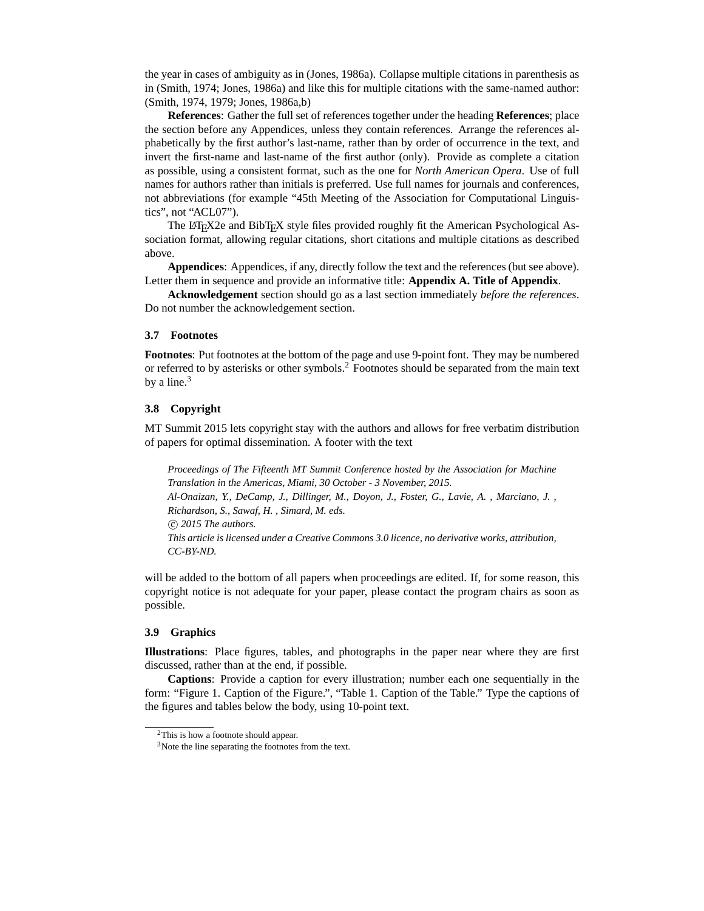the year in cases of ambiguity as in (Jones, 1986a). Collapse multiple citations in parenthesis as in (Smith, 1974; Jones, 1986a) and like this for multiple citations with the same-named author: (Smith, 1974, 1979; Jones, 1986a,b)

**References**: Gather the full set of references together under the heading **References**; place the section before any Appendices, unless they contain references. Arrange the references alphabetically by the first author's last-name, rather than by order of occurrence in the text, and invert the first-name and last-name of the first author (only). Provide as complete a citation as possible, using a consistent format, such as the one for *North American Opera*. Use of full names for authors rather than initials is preferred. Use full names for journals and conferences, not abbreviations (for example "45th Meeting of the Association for Computational Linguistics", not "ACL07").

The LaTeX2e and BibTeX style files provided roughly fit the American Psychological Association format, allowing regular citations, short citations and multiple citations as described above.

**Appendices**: Appendices, if any, directly follow the text and the references (but see above). Letter them in sequence and provide an informative title: **Appendix A. Title of Appendix**.

**Acknowledgement** section should go as a last section immediately *before the references*. Do not number the acknowledgement section.

### 3.7 Footnotes

**Footnotes**: Put footnotes at the bottom of the page and use 9-point font. They may be numbered or referred to by asterisks or other symbols.[2] Footnotes should be separated from the main text by a line.[3]

### 3.8 Copyright

MT Summit 2015 lets copyright stay with the authors and allows for free verbatim distribution of papers for optimal dissemination. A footer with the text

> *Proceedings of The Fifteenth MT Summit Conference hosted by the Association for Machine Translation in the Americas, Miami, 30 October - 3 November, 2015.*
> *Al-Onaizan, Y., DeCamp, J., Dillinger, M., Doyon, J., Foster, G., Lavie, A. , Marciano, J. , Richardson, S., Sawaf, H. , Simard, M. eds.*
> *© 2015 The authors.*
> *This article is licensed under a Creative Commons 3.0 licence, no derivative works, attribution, CC-BY-ND.*

will be added to the bottom of all papers when proceedings are edited. If, for some reason, this copyright notice is not adequate for your paper, please contact the program chairs as soon as possible.

### 3.9 Graphics

**Illustrations**: Place figures, tables, and photographs in the paper near where they are first discussed, rather than at the end, if possible.

**Captions**: Provide a caption for every illustration; number each one sequentially in the form: "Figure 1. Caption of the Figure.", "Table 1. Caption of the Table." Type the captions of the figures and tables below the body, using 10-point text.

---

[2] This is how a footnote should appear.

[3] Note the line separating the footnotes from the text.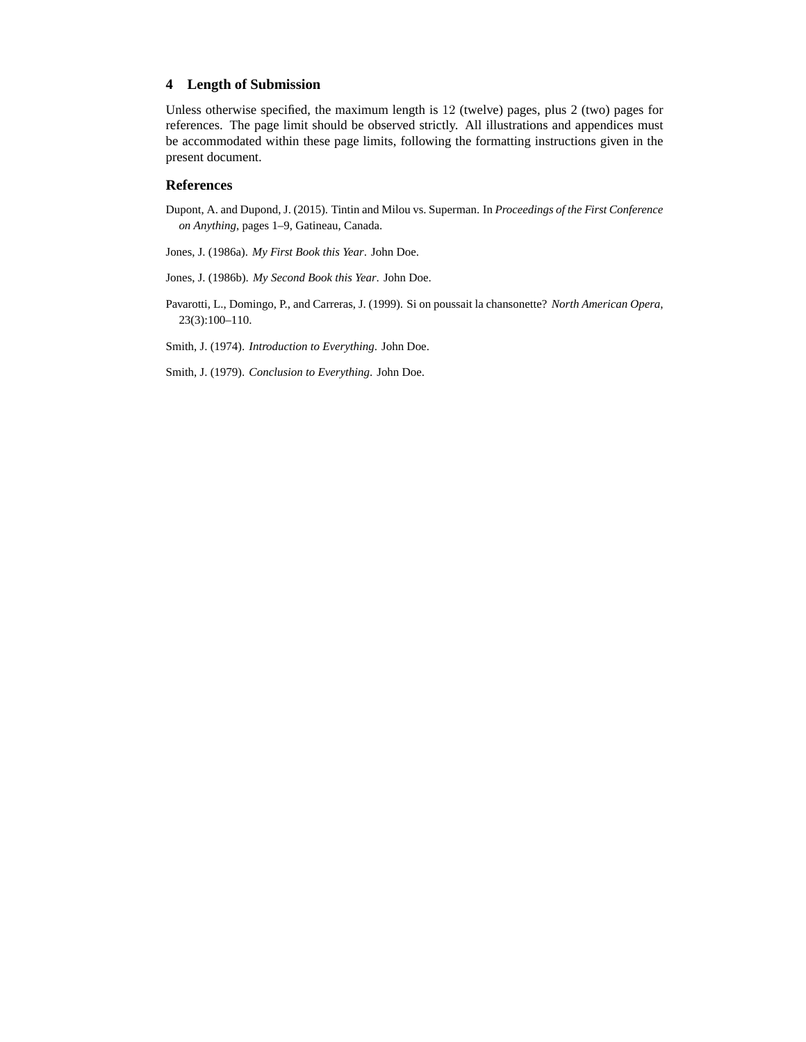## 4 Length of Submission

Unless otherwise specified, the maximum length is 12 (twelve) pages, plus 2 (two) pages for references. The page limit should be observed strictly. All illustrations and appendices must be accommodated within these page limits, following the formatting instructions given in the present document.

## References

Dupont, A. and Dupond, J. (2015). Tintin and Milou vs. Superman. In *Proceedings of the First Conference on Anything*, pages 1–9, Gatineau, Canada.

Jones, J. (1986a). *My First Book this Year*. John Doe.

Jones, J. (1986b). *My Second Book this Year*. John Doe.

Pavarotti, L., Domingo, P., and Carreras, J. (1999). Si on poussait la chansonette? *North American Opera*, 23(3):100–110.

Smith, J. (1974). *Introduction to Everything*. John Doe.

Smith, J. (1979). *Conclusion to Everything*. John Doe.